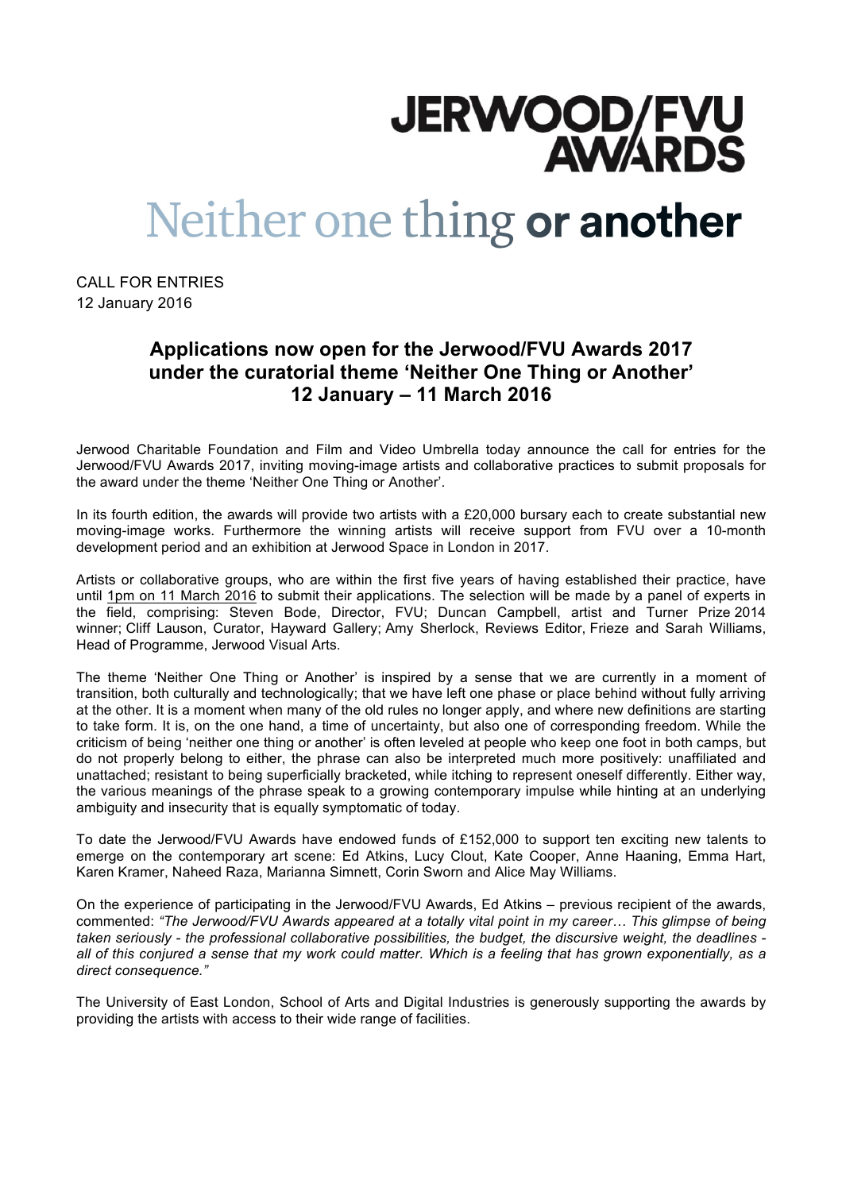# JERWOOD/FVU AWARDS

## Neither one thing **or another**

CALL FOR ENTRIES
12 January 2016

### Applications now open for the Jerwood/FVU Awards 2017 under the curatorial theme 'Neither One Thing or Another' 12 January – 11 March 2016

Jerwood Charitable Foundation and Film and Video Umbrella today announce the call for entries for the Jerwood/FVU Awards 2017, inviting moving-image artists and collaborative practices to submit proposals for the award under the theme 'Neither One Thing or Another'.

In its fourth edition, the awards will provide two artists with a £20,000 bursary each to create substantial new moving-image works. Furthermore the winning artists will receive support from FVU over a 10-month development period and an exhibition at Jerwood Space in London in 2017.

Artists or collaborative groups, who are within the first five years of having established their practice, have until 1pm on 11 March 2016 to submit their applications. The selection will be made by a panel of experts in the field, comprising: Steven Bode, Director, FVU; Duncan Campbell, artist and Turner Prize 2014 winner; Cliff Lauson, Curator, Hayward Gallery; Amy Sherlock, Reviews Editor, Frieze and Sarah Williams, Head of Programme, Jerwood Visual Arts.

The theme 'Neither One Thing or Another' is inspired by a sense that we are currently in a moment of transition, both culturally and technologically; that we have left one phase or place behind without fully arriving at the other. It is a moment when many of the old rules no longer apply, and where new definitions are starting to take form. It is, on the one hand, a time of uncertainty, but also one of corresponding freedom. While the criticism of being 'neither one thing or another' is often leveled at people who keep one foot in both camps, but do not properly belong to either, the phrase can also be interpreted much more positively: unaffiliated and unattached; resistant to being superficially bracketed, while itching to represent oneself differently. Either way, the various meanings of the phrase speak to a growing contemporary impulse while hinting at an underlying ambiguity and insecurity that is equally symptomatic of today.

To date the Jerwood/FVU Awards have endowed funds of £152,000 to support ten exciting new talents to emerge on the contemporary art scene: Ed Atkins, Lucy Clout, Kate Cooper, Anne Haaning, Emma Hart, Karen Kramer, Naheed Raza, Marianna Simnett, Corin Sworn and Alice May Williams.

On the experience of participating in the Jerwood/FVU Awards, Ed Atkins – previous recipient of the awards, commented: *"The Jerwood/FVU Awards appeared at a totally vital point in my career… This glimpse of being taken seriously - the professional collaborative possibilities, the budget, the discursive weight, the deadlines - all of this conjured a sense that my work could matter. Which is a feeling that has grown exponentially, as a direct consequence."*

The University of East London, School of Arts and Digital Industries is generously supporting the awards by providing the artists with access to their wide range of facilities.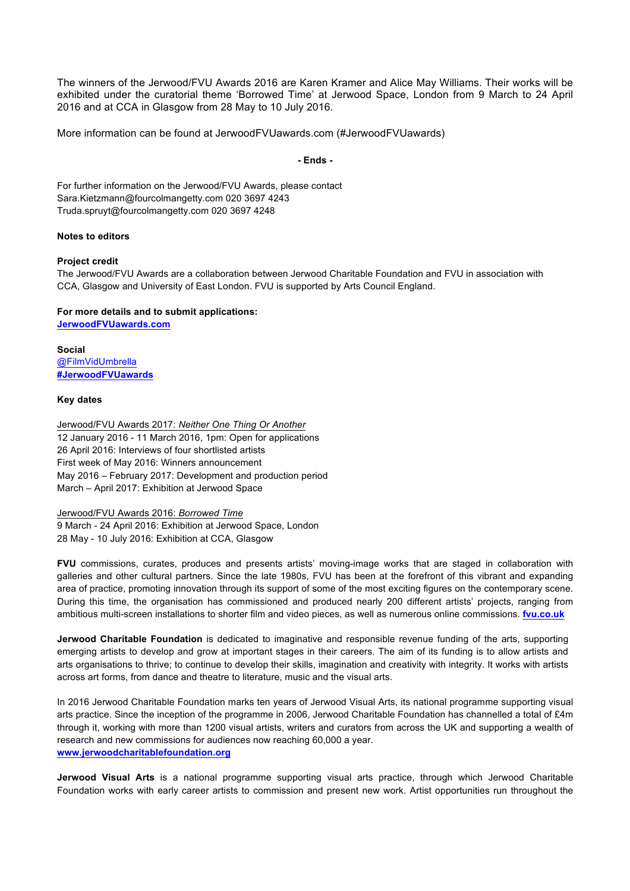The winners of the Jerwood/FVU Awards 2016 are Karen Kramer and Alice May Williams. Their works will be exhibited under the curatorial theme 'Borrowed Time' at Jerwood Space, London from 9 March to 24 April 2016 and at CCA in Glasgow from 28 May to 10 July 2016.

More information can be found at JerwoodFVUawards.com (#JerwoodFVUawards)

**- Ends -**

For further information on the Jerwood/FVU Awards, please contact
Sara.Kietzmann@fourcolmangetty.com 020 3697 4243
Truda.spruyt@fourcolmangetty.com 020 3697 4248

**Notes to editors**

**Project credit**
The Jerwood/FVU Awards are a collaboration between Jerwood Charitable Foundation and FVU in association with CCA, Glasgow and University of East London. FVU is supported by Arts Council England.

**For more details and to submit applications:**
**JerwoodFVUawards.com**

**Social**
@FilmVidUmbrella
**#JerwoodFVUawards**

**Key dates**

Jerwood/FVU Awards 2017: *Neither One Thing Or Another*
12 January 2016 - 11 March 2016, 1pm: Open for applications
26 April 2016: Interviews of four shortlisted artists
First week of May 2016: Winners announcement
May 2016 – February 2017: Development and production period
March – April 2017: Exhibition at Jerwood Space

Jerwood/FVU Awards 2016: *Borrowed Time*
9 March - 24 April 2016: Exhibition at Jerwood Space, London
28 May - 10 July 2016: Exhibition at CCA, Glasgow

**FVU** commissions, curates, produces and presents artists' moving-image works that are staged in collaboration with galleries and other cultural partners. Since the late 1980s, FVU has been at the forefront of this vibrant and expanding area of practice, promoting innovation through its support of some of the most exciting figures on the contemporary scene. During this time, the organisation has commissioned and produced nearly 200 different artists' projects, ranging from ambitious multi-screen installations to shorter film and video pieces, as well as numerous online commissions. **fvu.co.uk**

**Jerwood Charitable Foundation** is dedicated to imaginative and responsible revenue funding of the arts, supporting emerging artists to develop and grow at important stages in their careers. The aim of its funding is to allow artists and arts organisations to thrive; to continue to develop their skills, imagination and creativity with integrity. It works with artists across art forms, from dance and theatre to literature, music and the visual arts.

In 2016 Jerwood Charitable Foundation marks ten years of Jerwood Visual Arts, its national programme supporting visual arts practice. Since the inception of the programme in 2006, Jerwood Charitable Foundation has channelled a total of £4m through it, working with more than 1200 visual artists, writers and curators from across the UK and supporting a wealth of research and new commissions for audiences now reaching 60,000 a year.
**www.jerwoodcharitablefoundation.org**

**Jerwood Visual Arts** is a national programme supporting visual arts practice, through which Jerwood Charitable Foundation works with early career artists to commission and present new work. Artist opportunities run throughout the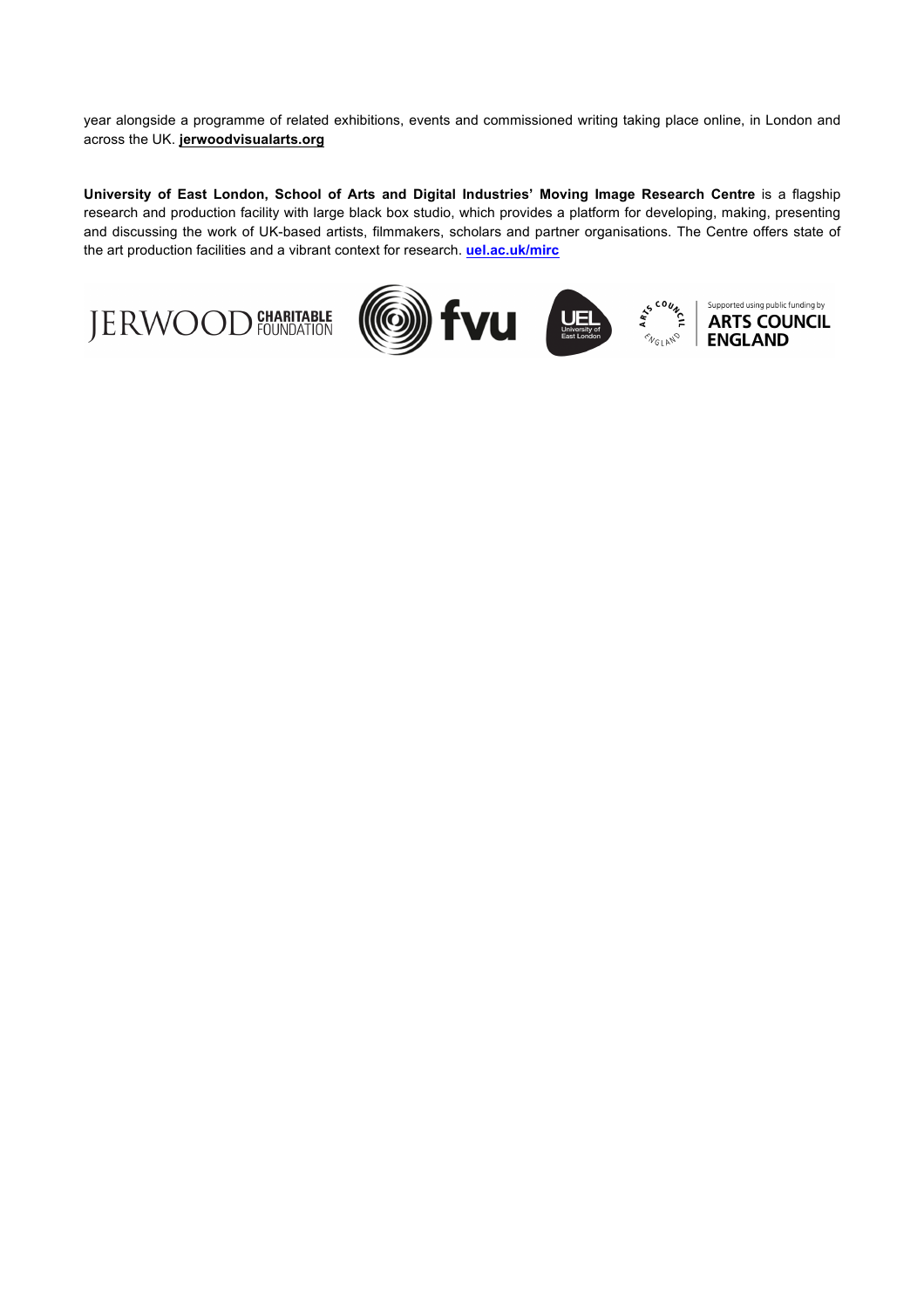year alongside a programme of related exhibitions, events and commissioned writing taking place online, in London and across the UK. **jerwoodvisualarts.org**

**University of East London, School of Arts and Digital Industries' Moving Image Research Centre** is a flagship research and production facility with large black box studio, which provides a platform for developing, making, presenting and discussing the work of UK-based artists, filmmakers, scholars and partner organisations. The Centre offers state of the art production facilities and a vibrant context for research. **uel.ac.uk/mirc**

JERWOOD CHARITABLE FOUNDATION

fvu

UEL University of East London

Supported using public funding by ARTS COUNCIL ENGLAND